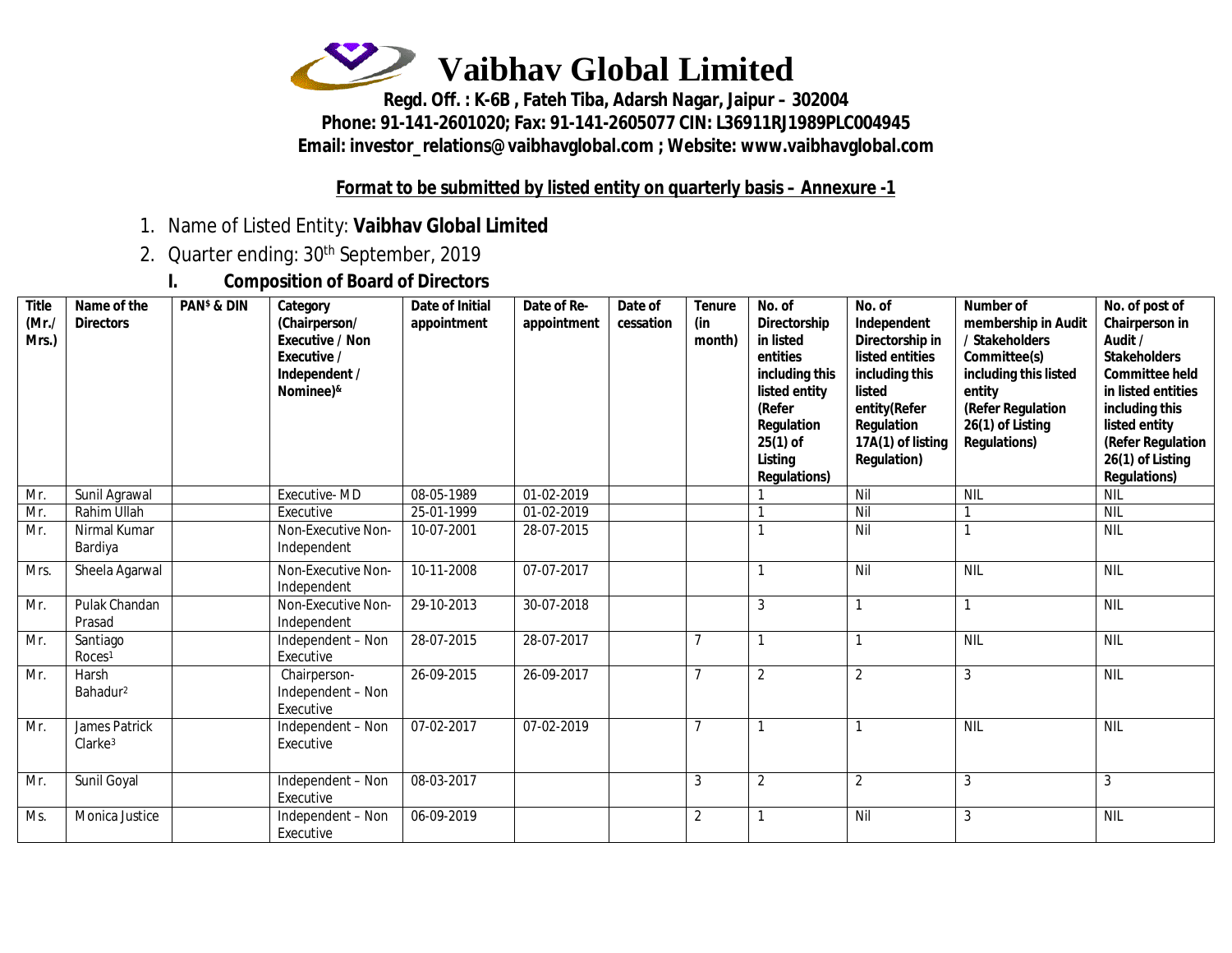# Vaibhav Global Limited

**Regd. Off. : K-6B , Fateh Tiba, Adarsh Nagar, Jaipur – 302004**
**Phone: 91-141-2601020; Fax: 91-141-2605077 CIN: L36911RJ1989PLC004945**
**Email: investor_relations@vaibhavglobal.com ; Website: www.vaibhavglobal.com**

**Format to be submitted by listed entity on quarterly basis – Annexure -1**

1. Name of Listed Entity: **Vaibhav Global Limited**
2. Quarter ending: 30th September, 2019

### I. Composition of Board of Directors

| Title (Mr./ Mrs.) | Name of the Directors | PAN[$] & DIN | Category (Chairperson/ Executive / Non Executive / Independent / Nominee)[&] | Date of Initial appointment | Date of Re-appointment | Date of cessation | Tenure (in month) | No. of Directorship in listed entities including this listed entity (Refer Regulation 25(1) of Listing Regulations) | No. of Independent Directorship in listed entities including this listed entity(Refer Regulation 17A(1) of listing Regulation) | Number of membership in Audit / Stakeholders Committee(s) including this listed entity (Refer Regulation 26(1) of Listing Regulations) | No. of post of Chairperson in Audit / Stakeholders Committee held in listed entities including this listed entity (Refer Regulation 26(1) of Listing Regulations) |
|---|---|---|---|---|---|---|---|---|---|---|---|
| Mr. | Sunil Agrawal | | Executive- MD | 08-05-1989 | 01-02-2019 | | | 1 | Nil | NIL | NIL |
| Mr. | Rahim Ullah | | Executive | 25-01-1999 | 01-02-2019 | | | 1 | Nil | 1 | NIL |
| Mr. | Nirmal Kumar Bardiya | | Non-Executive Non-Independent | 10-07-2001 | 28-07-2015 | | | 1 | Nil | 1 | NIL |
| Mrs. | Sheela Agarwal | | Non-Executive Non-Independent | 10-11-2008 | 07-07-2017 | | | 1 | Nil | NIL | NIL |
| Mr. | Pulak Chandan Prasad | | Non-Executive Non-Independent | 29-10-2013 | 30-07-2018 | | | 3 | 1 | 1 | NIL |
| Mr. | Santiago Roces[1] | | Independent – Non Executive | 28-07-2015 | 28-07-2017 | | 7 | 1 | 1 | NIL | NIL |
| Mr. | Harsh Bahadur[2] | | Chairperson- Independent – Non Executive | 26-09-2015 | 26-09-2017 | | 7 | 2 | 2 | 3 | NIL |
| Mr. | James Patrick Clarke[3] | | Independent – Non Executive | 07-02-2017 | 07-02-2019 | | 7 | 1 | 1 | NIL | NIL |
| Mr. | Sunil Goyal | | Independent – Non Executive | 08-03-2017 | | | 3 | 2 | 2 | 3 | 3 |
| Ms. | Monica Justice | | Independent – Non Executive | 06-09-2019 | | | 2 | 1 | Nil | 3 | NIL |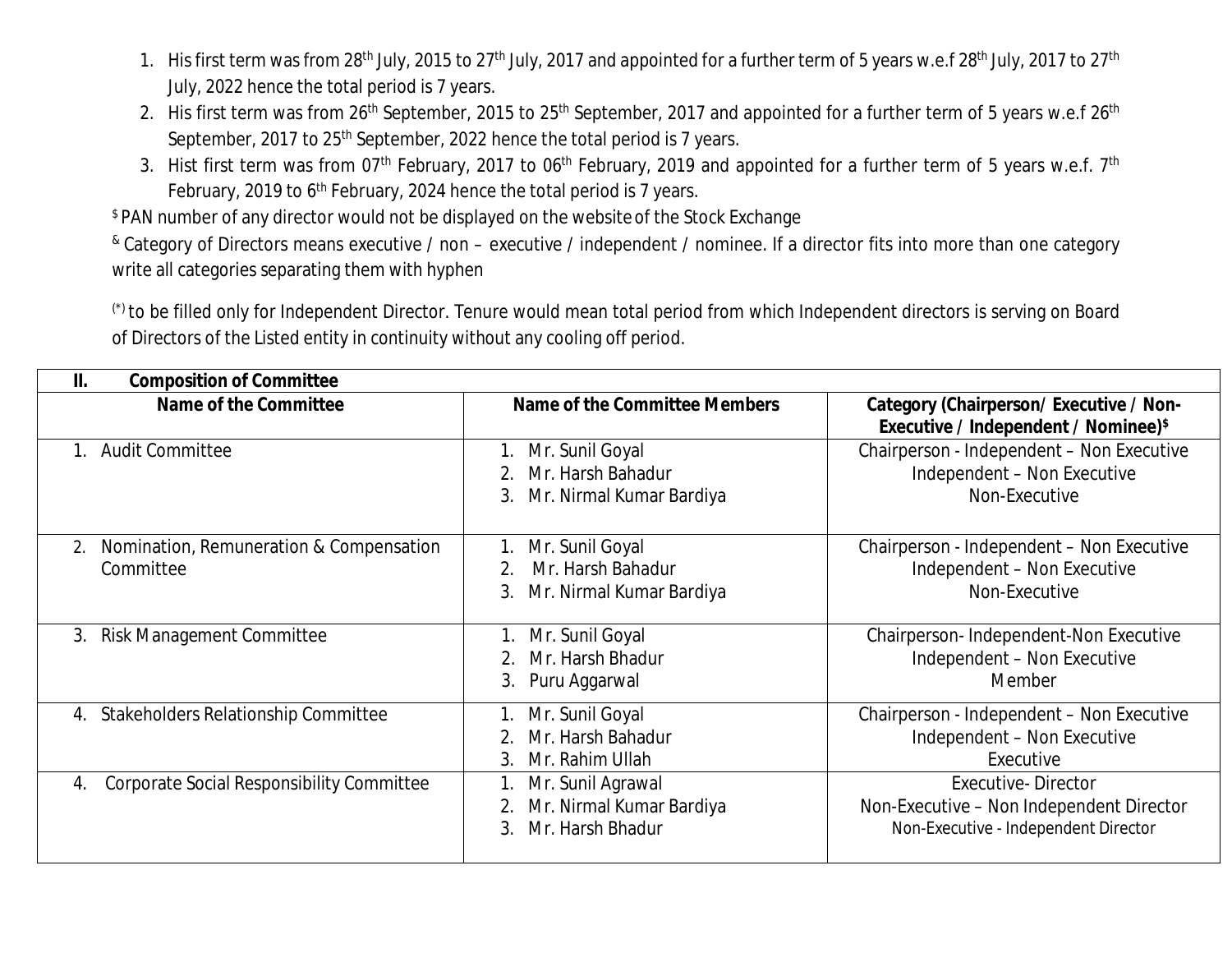1. His first term was from 28th July, 2015 to 27th July, 2017 and appointed for a further term of 5 years w.e.f 28th July, 2017 to 27th July, 2022 hence the total period is 7 years.
2. His first term was from 26th September, 2015 to 25th September, 2017 and appointed for a further term of 5 years w.e.f 26th September, 2017 to 25th September, 2022 hence the total period is 7 years.
3. Hist first term was from 07th February, 2017 to 06th February, 2019 and appointed for a further term of 5 years w.e.f. 7th February, 2019 to 6th February, 2024 hence the total period is 7 years.

[$] PAN number of any director would not be displayed on the website of the Stock Exchange

[&] Category of Directors means executive / non – executive / independent / nominee. If a director fits into more than one category write all categories separating them with hyphen

[(*)] to be filled only for Independent Director. Tenure would mean total period from which Independent directors is serving on Board of Directors of the Listed entity in continuity without any cooling off period.

| **II. Composition of Committee** | | |
|---|---|---|
| **Name of the Committee** | **Name of the Committee Members** | **Category (Chairperson/ Executive / Non-Executive / Independent / Nominee)[$]** |
| 1. Audit Committee | 1. Mr. Sunil Goyal<br>2. Mr. Harsh Bahadur<br>3. Mr. Nirmal Kumar Bardiya | Chairperson - Independent – Non Executive<br>Independent – Non Executive<br>Non-Executive |
| 2. Nomination, Remuneration & Compensation Committee | 1. Mr. Sunil Goyal<br>2. Mr. Harsh Bahadur<br>3. Mr. Nirmal Kumar Bardiya | Chairperson - Independent – Non Executive<br>Independent – Non Executive<br>Non-Executive |
| 3. Risk Management Committee | 1. Mr. Sunil Goyal<br>2. Mr. Harsh Bhadur<br>3. Puru Aggarwal | Chairperson- Independent-Non Executive<br>Independent – Non Executive<br>Member |
| 4. Stakeholders Relationship Committee | 1. Mr. Sunil Goyal<br>2. Mr. Harsh Bahadur<br>3. Mr. Rahim Ullah | Chairperson - Independent – Non Executive<br>Independent – Non Executive<br>Executive |
| 4. Corporate Social Responsibility Committee | 1. Mr. Sunil Agrawal<br>2. Mr. Nirmal Kumar Bardiya<br>3. Mr. Harsh Bhadur | Executive- Director<br>Non-Executive – Non Independent Director<br>Non-Executive - Independent Director |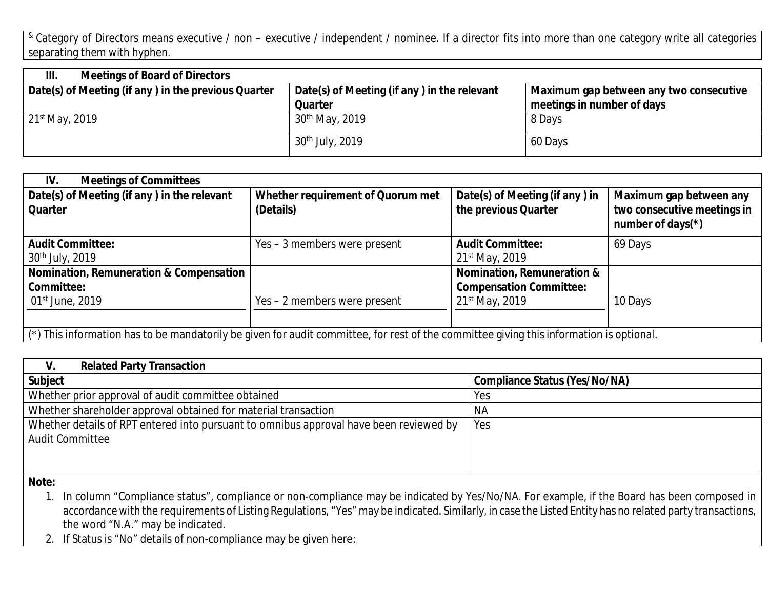[&] Category of Directors means executive / non – executive / independent / nominee. If a director fits into more than one category write all categories separating them with hyphen.

| III. Meetings of Board of Directors | | |
|---|---|---|
| **Date(s) of Meeting (if any ) in the previous Quarter** | **Date(s) of Meeting (if any ) in the relevant Quarter** | **Maximum gap between any two consecutive meetings in number of days** |
| 21st May, 2019 | 30th May, 2019 | 8 Days |
| | 30th July, 2019 | 60 Days |

| IV. Meetings of Committees | | | |
|---|---|---|---|
| **Date(s) of Meeting (if any ) in the relevant Quarter** | **Whether requirement of Quorum met (Details)** | **Date(s) of Meeting (if any ) in the previous Quarter** | **Maximum gap between any two consecutive meetings in number of days(*)** |
| **Audit Committee:** 30th July, 2019 | Yes – 3 members were present | **Audit Committee:** 21st May, 2019 | 69 Days |
| **Nomination, Remuneration & Compensation Committee:** 01st June, 2019 | Yes – 2 members were present | **Nomination, Remuneration & Compensation Committee:** 21st May, 2019 | 10 Days |

(*) This information has to be mandatorily be given for audit committee, for rest of the committee giving this information is optional.

| V. Related Party Transaction | |
|---|---|
| **Subject** | **Compliance Status (Yes/No/NA)** |
| Whether prior approval of audit committee obtained | Yes |
| Whether shareholder approval obtained for material transaction | NA |
| Whether details of RPT entered into pursuant to omnibus approval have been reviewed by Audit Committee | Yes |

**Note:**

1. In column "Compliance status", compliance or non-compliance may be indicated by Yes/No/NA. For example, if the Board has been composed in accordance with the requirements of Listing Regulations, "Yes" may be indicated. Similarly, in case the Listed Entity has no related party transactions, the word "N.A." may be indicated.
2. If Status is "No" details of non-compliance may be given here: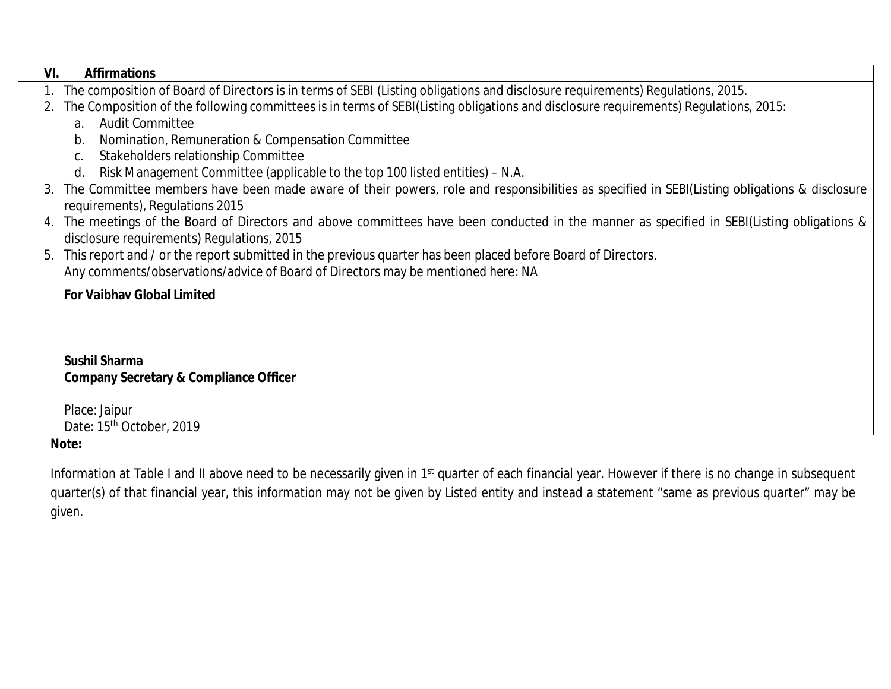## VI. Affirmations

1. The composition of Board of Directors is in terms of SEBI (Listing obligations and disclosure requirements) Regulations, 2015.
2. The Composition of the following committees is in terms of SEBI(Listing obligations and disclosure requirements) Regulations, 2015:
   a. Audit Committee
   b. Nomination, Remuneration & Compensation Committee
   c. Stakeholders relationship Committee
   d. Risk Management Committee (applicable to the top 100 listed entities) – N.A.
3. The Committee members have been made aware of their powers, role and responsibilities as specified in SEBI(Listing obligations & disclosure requirements), Regulations 2015
4. The meetings of the Board of Directors and above committees have been conducted in the manner as specified in SEBI(Listing obligations & disclosure requirements) Regulations, 2015
5. This report and / or the report submitted in the previous quarter has been placed before Board of Directors.
   Any comments/observations/advice of Board of Directors may be mentioned here: NA

**For Vaibhav Global Limited**

**Sushil Sharma**
**Company Secretary & Compliance Officer**

Place: Jaipur
Date: 15th October, 2019

**Note:**

Information at Table I and II above need to be necessarily given in 1st quarter of each financial year. However if there is no change in subsequent quarter(s) of that financial year, this information may not be given by Listed entity and instead a statement "same as previous quarter" may be given.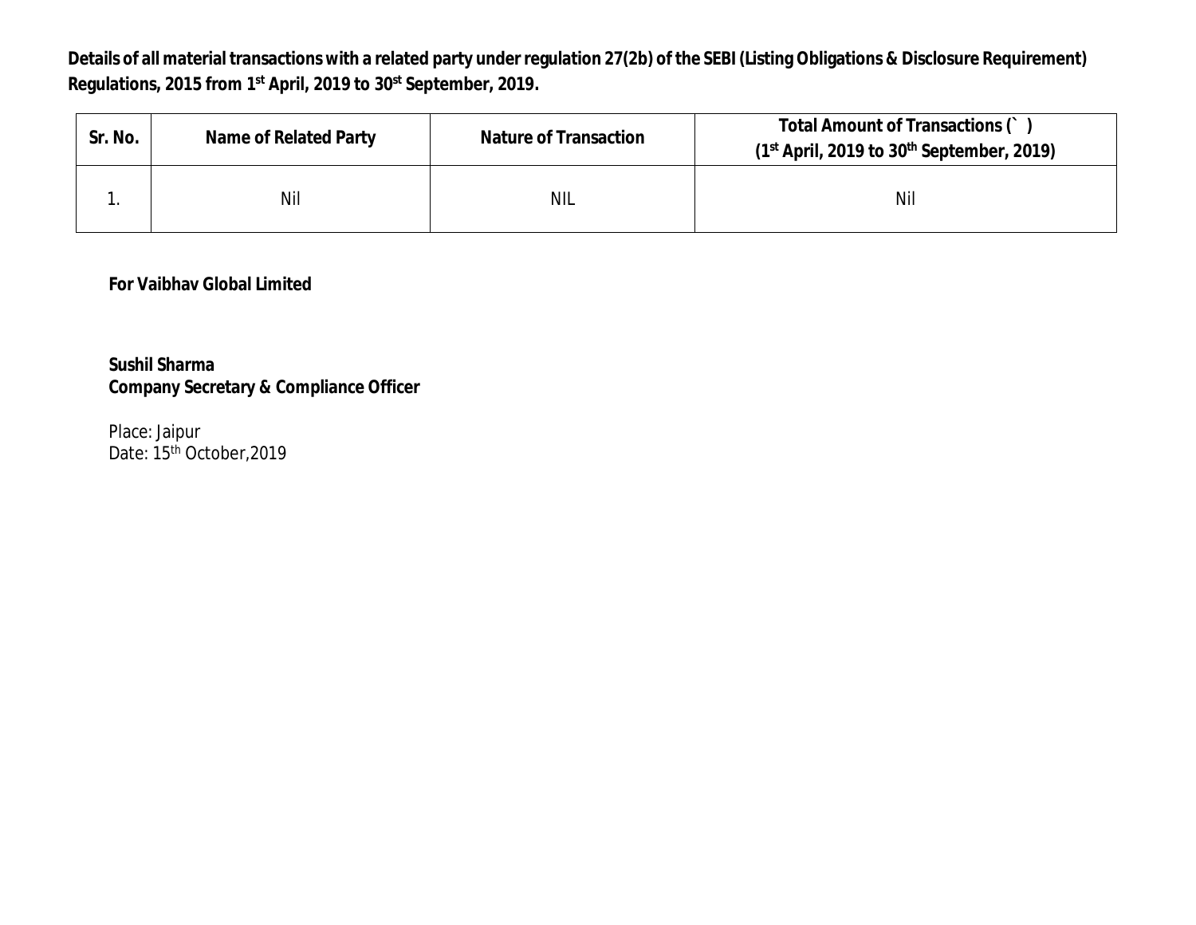**Details of all material transactions with a related party under regulation 27(2b) of the SEBI (Listing Obligations & Disclosure Requirement) Regulations, 2015 from 1st April, 2019 to 30st September, 2019.**

| Sr. No. | Name of Related Party | Nature of Transaction | Total Amount of Transactions (` ) (1st April, 2019 to 30th September, 2019) |
|---|---|---|---|
| 1. | Nil | NIL | Nil |

**For Vaibhav Global Limited**

**Sushil Sharma**
**Company Secretary & Compliance Officer**

Place: Jaipur
Date: 15th October,2019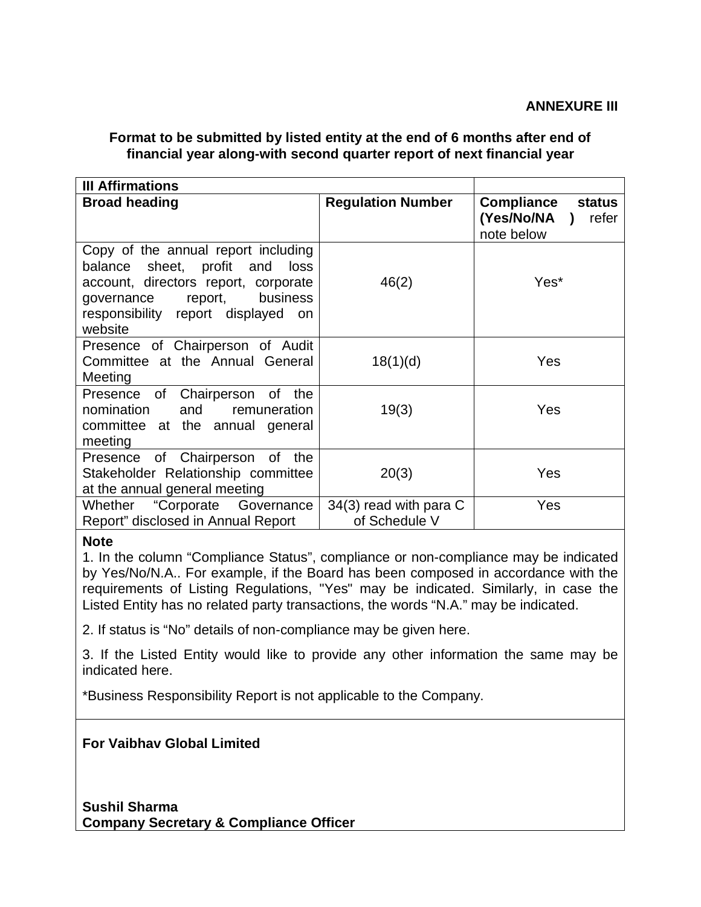**ANNEXURE III**

**Format to be submitted by listed entity at the end of 6 months after end of financial year along-with second quarter report of next financial year**

| **III Affirmations** | | |
|---|---|---|
| **Broad heading** | **Regulation Number** | **Compliance status (Yes/No/NA )** refer note below |
| Copy of the annual report including balance sheet, profit and loss account, directors report, corporate governance report, business responsibility report displayed on website | 46(2) | Yes* |
| Presence of Chairperson of Audit Committee at the Annual General Meeting | 18(1)(d) | Yes |
| Presence of Chairperson of the nomination and remuneration committee at the annual general meeting | 19(3) | Yes |
| Presence of Chairperson of the Stakeholder Relationship committee at the annual general meeting | 20(3) | Yes |
| Whether "Corporate Governance Report" disclosed in Annual Report | 34(3) read with para C of Schedule V | Yes |

**Note**

1. In the column "Compliance Status", compliance or non-compliance may be indicated by Yes/No/N.A.. For example, if the Board has been composed in accordance with the requirements of Listing Regulations, "Yes" may be indicated. Similarly, in case the Listed Entity has no related party transactions, the words "N.A." may be indicated.

2. If status is "No" details of non-compliance may be given here.

3. If the Listed Entity would like to provide any other information the same may be indicated here.

*Business Responsibility Report is not applicable to the Company.

**For Vaibhav Global Limited**

**Sushil Sharma**
**Company Secretary & Compliance Officer**